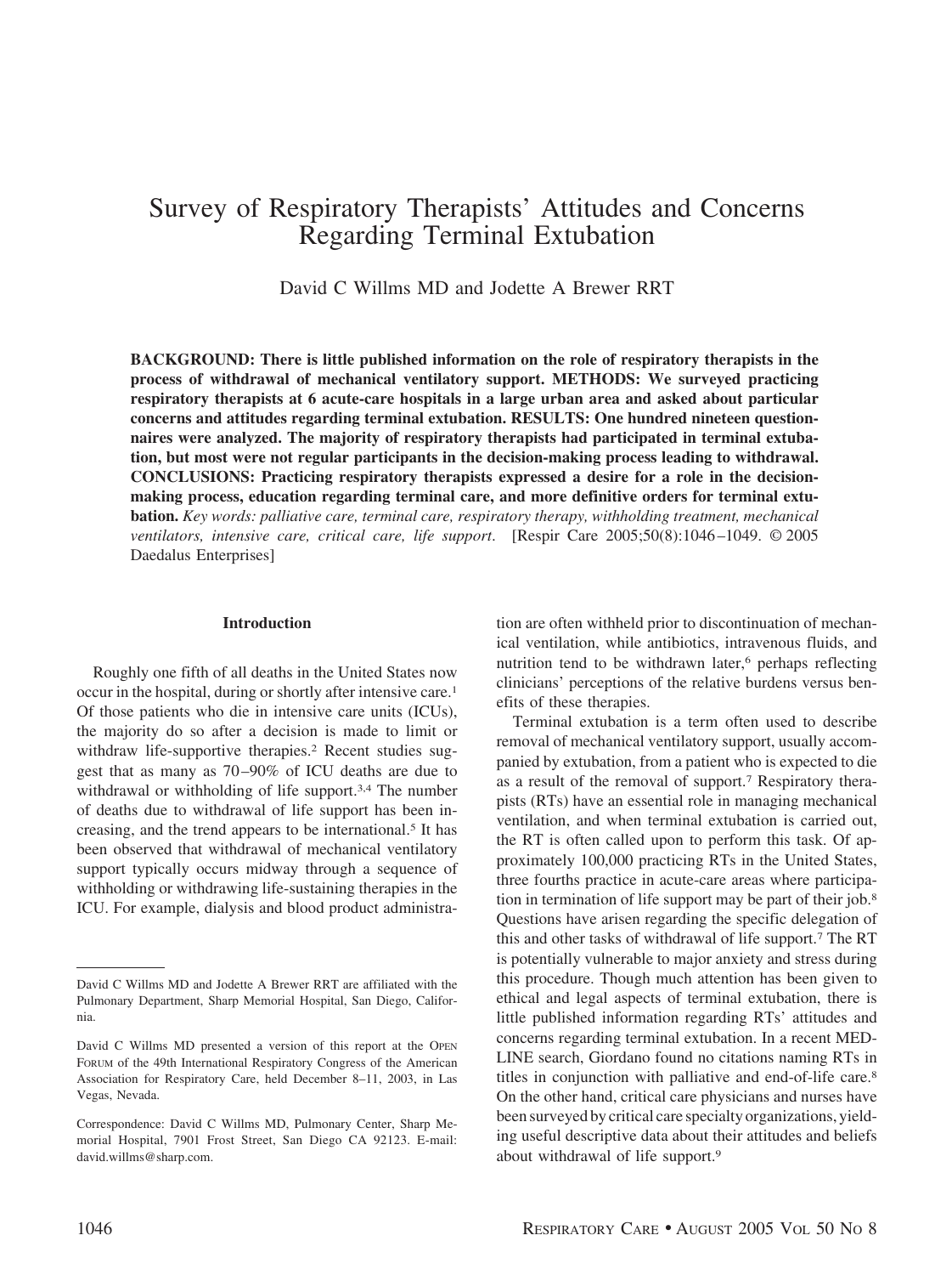# Survey of Respiratory Therapists' Attitudes and Concerns Regarding Terminal Extubation

David C Willms MD and Jodette A Brewer RRT

**BACKGROUND: There is little published information on the role of respiratory therapists in the process of withdrawal of mechanical ventilatory support. METHODS: We surveyed practicing respiratory therapists at 6 acute-care hospitals in a large urban area and asked about particular concerns and attitudes regarding terminal extubation. RESULTS: One hundred nineteen questionnaires were analyzed. The majority of respiratory therapists had participated in terminal extubation, but most were not regular participants in the decision-making process leading to withdrawal. CONCLUSIONS: Practicing respiratory therapists expressed a desire for a role in the decision-making process, education regarding terminal care, and more definitive orders for terminal extubation.** *Key words: palliative care, terminal care, respiratory therapy, withholding treatment, mechanical ventilators, intensive care, critical care, life support*. [Respir Care 2005;50(8):1046–1049. © 2005 Daedalus Enterprises]

## Introduction

Roughly one fifth of all deaths in the United States now occur in the hospital, during or shortly after intensive care.[1] Of those patients who die in intensive care units (ICUs), the majority do so after a decision is made to limit or withdraw life-supportive therapies.[2] Recent studies suggest that as many as 70–90% of ICU deaths are due to withdrawal or withholding of life support.[3,4] The number of deaths due to withdrawal of life support has been increasing, and the trend appears to be international.[5] It has been observed that withdrawal of mechanical ventilatory support typically occurs midway through a sequence of withholding or withdrawing life-sustaining therapies in the ICU. For example, dialysis and blood product administration are often withheld prior to discontinuation of mechanical ventilation, while antibiotics, intravenous fluids, and nutrition tend to be withdrawn later,[6] perhaps reflecting clinicians' perceptions of the relative burdens versus benefits of these therapies.

Terminal extubation is a term often used to describe removal of mechanical ventilatory support, usually accompanied by extubation, from a patient who is expected to die as a result of the removal of support.[7] Respiratory therapists (RTs) have an essential role in managing mechanical ventilation, and when terminal extubation is carried out, the RT is often called upon to perform this task. Of approximately 100,000 practicing RTs in the United States, three fourths practice in acute-care areas where participation in termination of life support may be part of their job.[8] Questions have arisen regarding the specific delegation of this and other tasks of withdrawal of life support.[7] The RT is potentially vulnerable to major anxiety and stress during this procedure. Though much attention has been given to ethical and legal aspects of terminal extubation, there is little published information regarding RTs' attitudes and concerns regarding terminal extubation. In a recent MEDLINE search, Giordano found no citations naming RTs in titles in conjunction with palliative and end-of-life care.[8] On the other hand, critical care physicians and nurses have been surveyed by critical care specialty organizations, yielding useful descriptive data about their attitudes and beliefs about withdrawal of life support.[9]

---

David C Willms MD and Jodette A Brewer RRT are affiliated with the Pulmonary Department, Sharp Memorial Hospital, San Diego, California.

David C Willms MD presented a version of this report at the OPEN FORUM of the 49th International Respiratory Congress of the American Association for Respiratory Care, held December 8–11, 2003, in Las Vegas, Nevada.

Correspondence: David C Willms MD, Pulmonary Center, Sharp Memorial Hospital, 7901 Frost Street, San Diego CA 92123. E-mail: david.willms@sharp.com.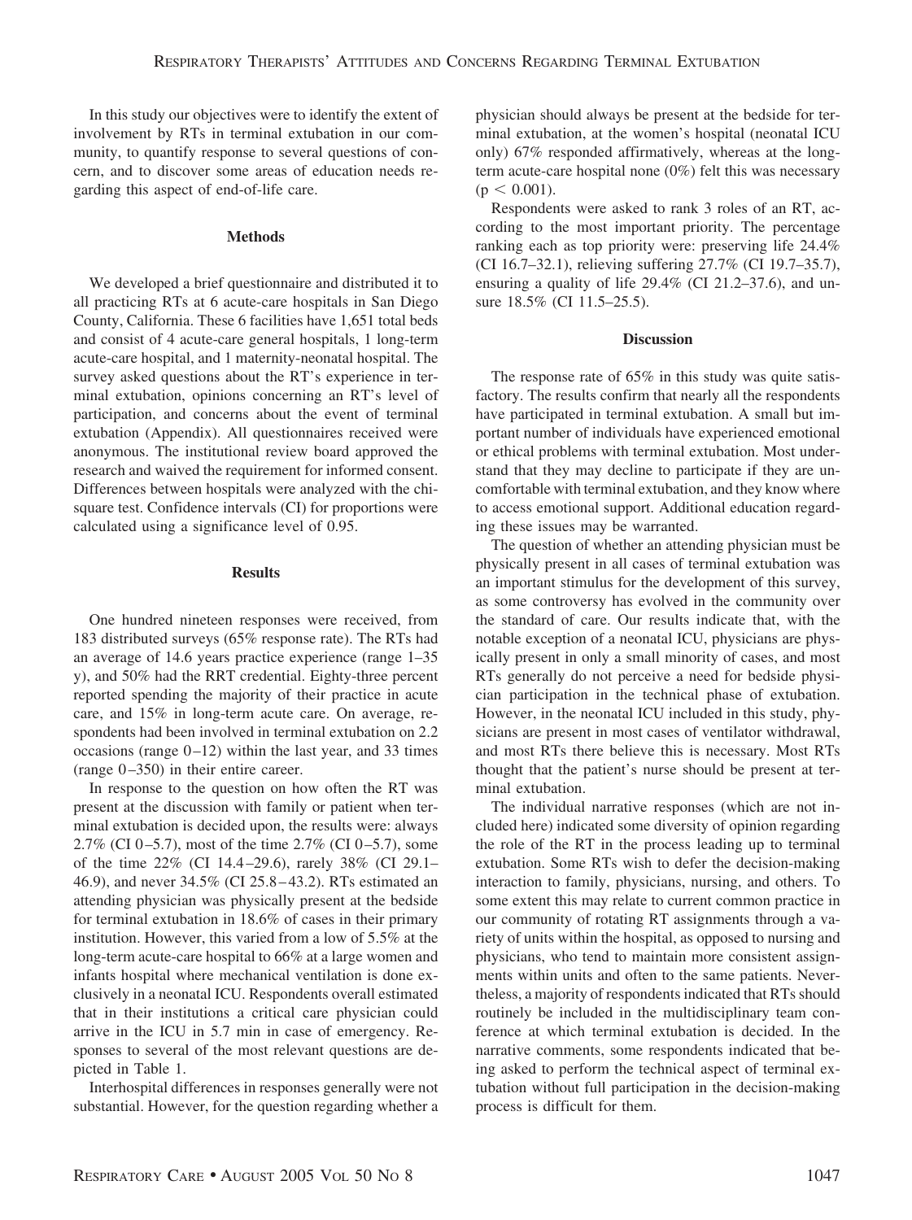In this study our objectives were to identify the extent of involvement by RTs in terminal extubation in our community, to quantify response to several questions of concern, and to discover some areas of education needs regarding this aspect of end-of-life care.

## Methods

We developed a brief questionnaire and distributed it to all practicing RTs at 6 acute-care hospitals in San Diego County, California. These 6 facilities have 1,651 total beds and consist of 4 acute-care general hospitals, 1 long-term acute-care hospital, and 1 maternity-neonatal hospital. The survey asked questions about the RT's experience in terminal extubation, opinions concerning an RT's level of participation, and concerns about the event of terminal extubation (Appendix). All questionnaires received were anonymous. The institutional review board approved the research and waived the requirement for informed consent. Differences between hospitals were analyzed with the chi-square test. Confidence intervals (CI) for proportions were calculated using a significance level of 0.95.

## Results

One hundred nineteen responses were received, from 183 distributed surveys (65% response rate). The RTs had an average of 14.6 years practice experience (range 1–35 y), and 50% had the RRT credential. Eighty-three percent reported spending the majority of their practice in acute care, and 15% in long-term acute care. On average, respondents had been involved in terminal extubation on 2.2 occasions (range 0–12) within the last year, and 33 times (range 0–350) in their entire career.

In response to the question on how often the RT was present at the discussion with family or patient when terminal extubation is decided upon, the results were: always 2.7% (CI 0–5.7), most of the time 2.7% (CI 0–5.7), some of the time 22% (CI 14.4–29.6), rarely 38% (CI 29.1–46.9), and never 34.5% (CI 25.8–43.2). RTs estimated an attending physician was physically present at the bedside for terminal extubation in 18.6% of cases in their primary institution. However, this varied from a low of 5.5% at the long-term acute-care hospital to 66% at a large women and infants hospital where mechanical ventilation is done exclusively in a neonatal ICU. Respondents overall estimated that in their institutions a critical care physician could arrive in the ICU in 5.7 min in case of emergency. Responses to several of the most relevant questions are depicted in Table 1.

Interhospital differences in responses generally were not substantial. However, for the question regarding whether a physician should always be present at the bedside for terminal extubation, at the women's hospital (neonatal ICU only) 67% responded affirmatively, whereas at the long-term acute-care hospital none (0%) felt this was necessary ($p < 0.001$).

Respondents were asked to rank 3 roles of an RT, according to the most important priority. The percentage ranking each as top priority were: preserving life 24.4% (CI 16.7–32.1), relieving suffering 27.7% (CI 19.7–35.7), ensuring a quality of life 29.4% (CI 21.2–37.6), and unsure 18.5% (CI 11.5–25.5).

## Discussion

The response rate of 65% in this study was quite satisfactory. The results confirm that nearly all the respondents have participated in terminal extubation. A small but important number of individuals have experienced emotional or ethical problems with terminal extubation. Most understand that they may decline to participate if they are uncomfortable with terminal extubation, and they know where to access emotional support. Additional education regarding these issues may be warranted.

The question of whether an attending physician must be physically present in all cases of terminal extubation was an important stimulus for the development of this survey, as some controversy has evolved in the community over the standard of care. Our results indicate that, with the notable exception of a neonatal ICU, physicians are physically present in only a small minority of cases, and most RTs generally do not perceive a need for bedside physician participation in the technical phase of extubation. However, in the neonatal ICU included in this study, physicians are present in most cases of ventilator withdrawal, and most RTs there believe this is necessary. Most RTs thought that the patient's nurse should be present at terminal extubation.

The individual narrative responses (which are not included here) indicated some diversity of opinion regarding the role of the RT in the process leading up to terminal extubation. Some RTs wish to defer the decision-making interaction to family, physicians, nursing, and others. To some extent this may relate to current common practice in our community of rotating RT assignments through a variety of units within the hospital, as opposed to nursing and physicians, who tend to maintain more consistent assignments within units and often to the same patients. Nevertheless, a majority of respondents indicated that RTs should routinely be included in the multidisciplinary team conference at which terminal extubation is decided. In the narrative comments, some respondents indicated that being asked to perform the technical aspect of terminal extubation without full participation in the decision-making process is difficult for them.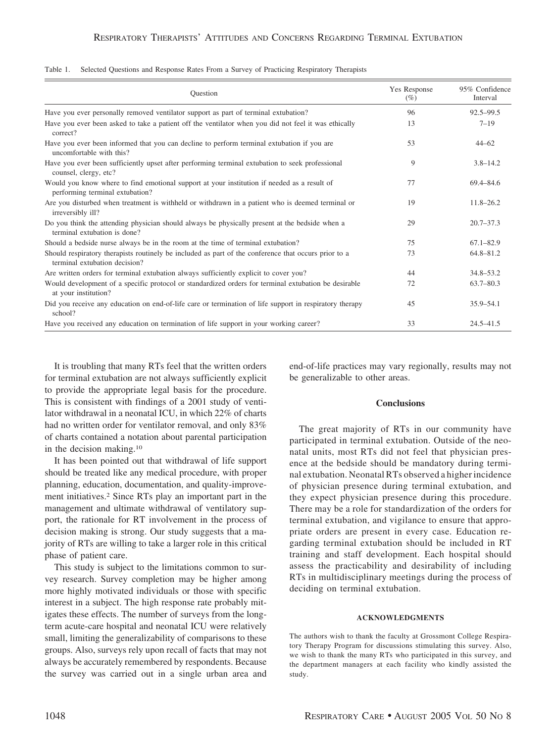Table 1. Selected Questions and Response Rates From a Survey of Practicing Respiratory Therapists

| Question | Yes Response (%) | 95% Confidence Interval |
|---|---|---|
| Have you ever personally removed ventilator support as part of terminal extubation? | 96 | 92.5–99.5 |
| Have you ever been asked to take a patient off the ventilator when you did not feel it was ethically correct? | 13 | 7–19 |
| Have you ever been informed that you can decline to perform terminal extubation if you are uncomfortable with this? | 53 | 44–62 |
| Have you ever been sufficiently upset after performing terminal extubation to seek professional counsel, clergy, etc? | 9 | 3.8–14.2 |
| Would you know where to find emotional support at your institution if needed as a result of performing terminal extubation? | 77 | 69.4–84.6 |
| Are you disturbed when treatment is withheld or withdrawn in a patient who is deemed terminal or irreversibly ill? | 19 | 11.8–26.2 |
| Do you think the attending physician should always be physically present at the bedside when a terminal extubation is done? | 29 | 20.7–37.3 |
| Should a bedside nurse always be in the room at the time of terminal extubation? | 75 | 67.1–82.9 |
| Should respiratory therapists routinely be included as part of the conference that occurs prior to a terminal extubation decision? | 73 | 64.8–81.2 |
| Are written orders for terminal extubation always sufficiently explicit to cover you? | 44 | 34.8–53.2 |
| Would development of a specific protocol or standardized orders for terminal extubation be desirable at your institution? | 72 | 63.7–80.3 |
| Did you receive any education on end-of-life care or termination of life support in respiratory therapy school? | 45 | 35.9–54.1 |
| Have you received any education on termination of life support in your working career? | 33 | 24.5–41.5 |

It is troubling that many RTs feel that the written orders for terminal extubation are not always sufficiently explicit to provide the appropriate legal basis for the procedure. This is consistent with findings of a 2001 study of ventilator withdrawal in a neonatal ICU, in which 22% of charts had no written order for ventilator removal, and only 83% of charts contained a notation about parental participation in the decision making.[10]

It has been pointed out that withdrawal of life support should be treated like any medical procedure, with proper planning, education, documentation, and quality-improvement initiatives.[2] Since RTs play an important part in the management and ultimate withdrawal of ventilatory support, the rationale for RT involvement in the process of decision making is strong. Our study suggests that a majority of RTs are willing to take a larger role in this critical phase of patient care.

This study is subject to the limitations common to survey research. Survey completion may be higher among more highly motivated individuals or those with specific interest in a subject. The high response rate probably mitigates these effects. The number of surveys from the long-term acute-care hospital and neonatal ICU were relatively small, limiting the generalizability of comparisons to these groups. Also, surveys rely upon recall of facts that may not always be accurately remembered by respondents. Because the survey was carried out in a single urban area and end-of-life practices may vary regionally, results may not be generalizable to other areas.

## Conclusions

The great majority of RTs in our community have participated in terminal extubation. Outside of the neonatal units, most RTs did not feel that physician presence at the bedside should be mandatory during terminal extubation. Neonatal RTs observed a higher incidence of physician presence during terminal extubation, and they expect physician presence during this procedure. There may be a role for standardization of the orders for terminal extubation, and vigilance to ensure that appropriate orders are present in every case. Education regarding terminal extubation should be included in RT training and staff development. Each hospital should assess the practicability and desirability of including RTs in multidisciplinary meetings during the process of deciding on terminal extubation.

### ACKNOWLEDGMENTS

The authors wish to thank the faculty at Grossmont College Respiratory Therapy Program for discussions stimulating this survey. Also, we wish to thank the many RTs who participated in this survey, and the department managers at each facility who kindly assisted the study.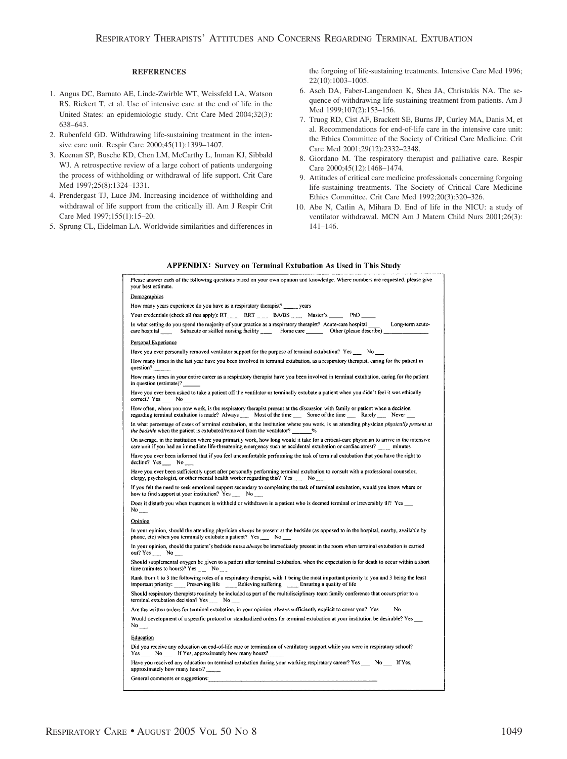## REFERENCES

1. Angus DC, Barnato AE, Linde-Zwirble WT, Weissfeld LA, Watson RS, Rickert T, et al. Use of intensive care at the end of life in the United States: an epidemiologic study. Crit Care Med 2004;32(3): 638–643.
2. Rubenfeld GD. Withdrawing life-sustaining treatment in the intensive care unit. Respir Care 2000;45(11):1399–1407.
3. Keenan SP, Busche KD, Chen LM, McCarthy L, Inman KJ, Sibbald WJ. A retrospective review of a large cohort of patients undergoing the process of withholding or withdrawal of life support. Crit Care Med 1997;25(8):1324–1331.
4. Prendergast TJ, Luce JM. Increasing incidence of withholding and withdrawal of life support from the critically ill. Am J Respir Crit Care Med 1997;155(1):15–20.
5. Sprung CL, Eidelman LA. Worldwide similarities and differences in the forgoing of life-sustaining treatments. Intensive Care Med 1996; 22(10):1003–1005.
6. Asch DA, Faber-Langendoen K, Shea JA, Christakis NA. The sequence of withdrawing life-sustaining treatment from patients. Am J Med 1999;107(2):153–156.
7. Truog RD, Cist AF, Brackett SE, Burns JP, Curley MA, Danis M, et al. Recommendations for end-of-life care in the intensive care unit: the Ethics Committee of the Society of Critical Care Medicine. Crit Care Med 2001;29(12):2332–2348.
8. Giordano M. The respiratory therapist and palliative care. Respir Care 2000;45(12):1468–1474.
9. Attitudes of critical care medicine professionals concerning forgoing life-sustaining treatments. The Society of Critical Care Medicine Ethics Committee. Crit Care Med 1992;20(3):320–326.
10. Abe N, Catlin A, Mihara D. End of life in the NICU: a study of ventilator withdrawal. MCN Am J Matern Child Nurs 2001;26(3): 141–146.

**APPENDIX: Survey on Terminal Extubation As Used in This Study**

Please answer each of the following questions based on your own opinion and knowledge. Where numbers are requested, please give your best estimate.

Demographics

How many years experience do you have as a respiratory therapist? _____ years

Your credentials (check all that apply): RT____ RRT____ BA/BS____ Master's_____ PhD_____

In what setting do you spend the majority of your practice as a respiratory therapist? Acute-care hospital ____ Long-term acute-care hospital ____ Subacute or skilled nursing facility ____ Home care ______ Other (please describe) _______________

Personal Experience

Have you ever personally removed ventilator support for the purpose of terminal extubation? Yes ___ No ___

How many times in the last year have you been involved in terminal extubation, as a respiratory therapist, caring for the patient in question? ______

How many times in your entire career as a respiratory therapist have you been involved in terminal extubation, caring for the patient in question (estimate)? ______

Have you ever been asked to take a patient off the ventilator or terminally extubate a patient when you didn't feel it was ethically correct? Yes ___ No ___

How often, where you now work, is the respiratory therapist present at the discussion with family or patient when a decision regarding terminal extubation is made? Always ___ Most of the time ___ Some of the time ___ Rarely ___ Never ___

In what percentage of cases of terminal extubation, at the institution where you work, is an attending physician *physically present at the bedside* when the patient is extubated/removed from the ventilator? ______%

On average, in the institution where you primarily work, how long would it take for a critical-care physician to arrive in the intensive care unit if you had an immediate life-threatening emergency such as accidental extubation or cardiac arrest? _____ minutes

Have you ever been informed that if you feel uncomfortable performing the task of terminal extubation that you have the right to decline? Yes ___ No ___

Have you ever been sufficiently upset after personally performing terminal extubation to consult with a professional counselor, clergy, psychologist, or other mental health worker regarding this? Yes ___ No ___

If you felt the need to seek emotional support secondary to completing the task of terminal extubation, would you know where or how to find support at your institution? Yes ___ No ___

Does it disturb you when treatment is withheld or withdrawn in a patient who is deemed terminal or irreversibly ill? Yes ___ No ___

Opinion

In your opinion, should the attending physician *always* be present at the bedside (as opposed to in the hospital, nearby, available by phone, etc) when you terminally extubate a patient? Yes ___ No ___

In your opinion, should the patient's bedside nurse *always* be immediately present in the room when terminal extubation is carried out? Yes ___ No ___

Should supplemental oxygen be given to a patient after terminal extubation, when the expectation is for death to occur within a short time (minutes to hours)? Yes ___ No ___

Rank from 1 to 3 the following roles of a respiratory therapist, with 1 being the most important priority to you and 3 being the least important priority: ____ Preserving life ____ Relieving suffering ____ Ensuring a quality of life

Should respiratory therapists routinely be included as part of the multidisciplinary team family conference that occurs prior to a terminal extubation decision? Yes ___ No ___

Are the written orders for terminal extubation, in your opinion, always sufficiently explicit to cover you? Yes ___ No ___

Would development of a specific protocol or standardized orders for terminal extubation at your institution be desirable? Yes ___ No ___

Education

Did you receive any education on end-of-life care or termination of ventilatory support while you were in respiratory school? Yes ___ No ___ If Yes, approximately how many hours? _____

Have you received any education on terminal extubation during your working respiratory career? Yes ___ No ___ If Yes, approximately how many hours? _____

General comments or suggestions:_______________________________________________